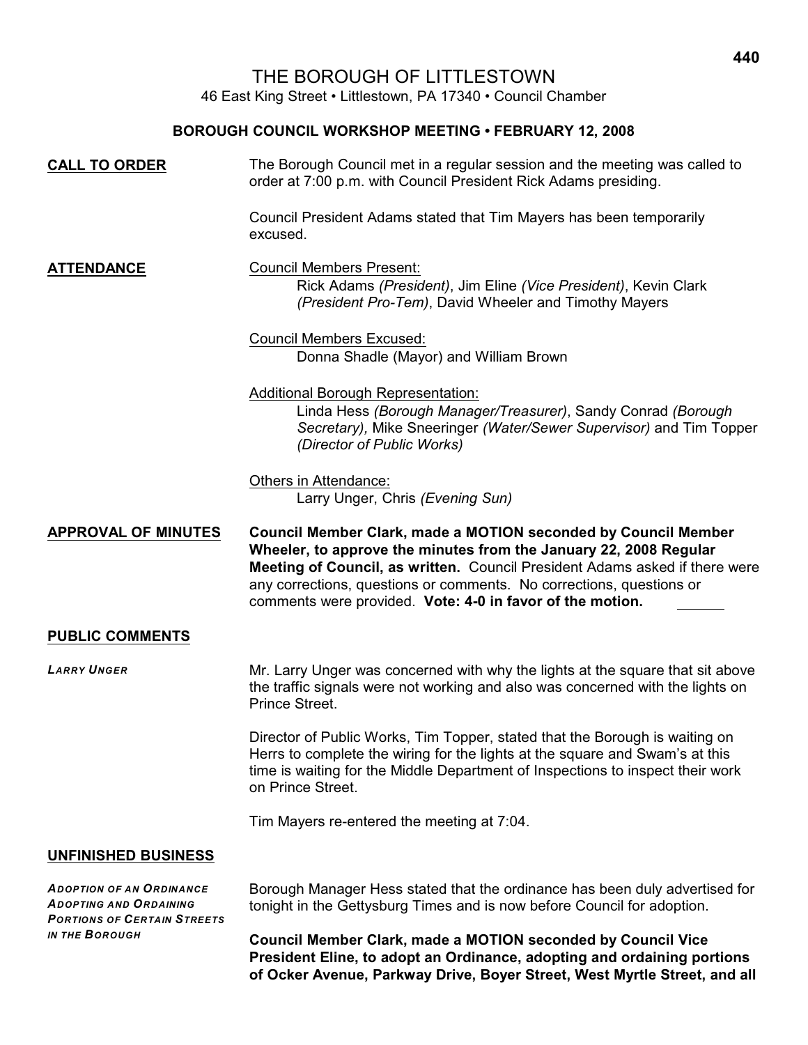# THE BOROUGH OF LITTLESTOWN

46 East King Street • Littlestown, PA 17340 • Council Chamber

## BOROUGH COUNCIL WORKSHOP MEETING • FEBRUARY 12, 2008

**CALL TO ORDER**

The Borough Council met in a regular session and the meeting was called to order at 7:00 p.m. with Council President Rick Adams presiding.

Council President Adams stated that Tim Mayers has been temporarily excused.

**ATTENDANCE**

Council Members Present:
Rick Adams *(President)*, Jim Eline *(Vice President)*, Kevin Clark *(President Pro-Tem)*, David Wheeler and Timothy Mayers

Council Members Excused:
Donna Shadle (Mayor) and William Brown

Additional Borough Representation:
Linda Hess *(Borough Manager/Treasurer)*, Sandy Conrad *(Borough Secretary),* Mike Sneeringer *(Water/Sewer Supervisor)* and Tim Topper *(Director of Public Works)*

Others in Attendance:
Larry Unger, Chris *(Evening Sun)*

**APPROVAL OF MINUTES**

**Council Member Clark, made a MOTION seconded by Council Member Wheeler, to approve the minutes from the January 22, 2008 Regular Meeting of Council, as written.** Council President Adams asked if there were any corrections, questions or comments. No corrections, questions or comments were provided. **Vote: 4-0 in favor of the motion.**

**PUBLIC COMMENTS**

*LARRY UNGER*

Mr. Larry Unger was concerned with why the lights at the square that sit above the traffic signals were not working and also was concerned with the lights on Prince Street.

Director of Public Works, Tim Topper, stated that the Borough is waiting on Herrs to complete the wiring for the lights at the square and Swam's at this time is waiting for the Middle Department of Inspections to inspect their work on Prince Street.

Tim Mayers re-entered the meeting at 7:04.

**UNFINISHED BUSINESS**

*ADOPTION OF AN ORDINANCE ADOPTING AND ORDAINING PORTIONS OF CERTAIN STREETS IN THE BOROUGH*

Borough Manager Hess stated that the ordinance has been duly advertised for tonight in the Gettysburg Times and is now before Council for adoption.

**Council Member Clark, made a MOTION seconded by Council Vice President Eline, to adopt an Ordinance, adopting and ordaining portions of Ocker Avenue, Parkway Drive, Boyer Street, West Myrtle Street, and all**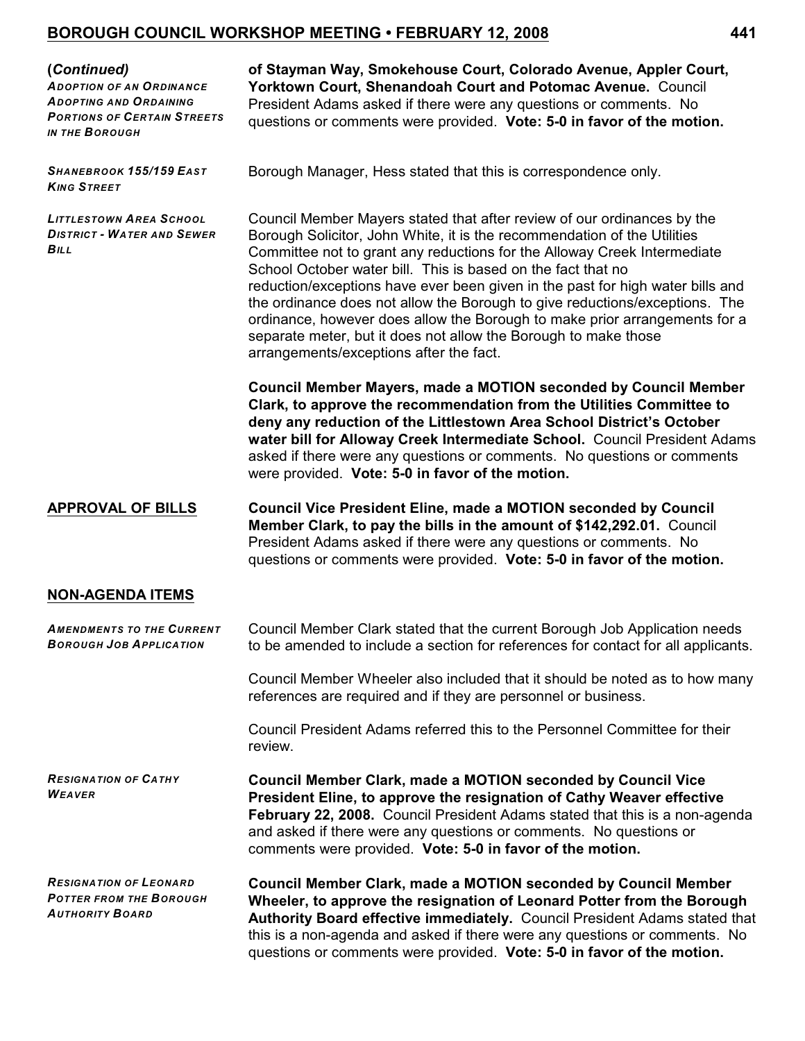***(Continued)***
***ADOPTION OF AN ORDINANCE ADOPTING AND ORDAINING PORTIONS OF CERTAIN STREETS IN THE BOROUGH***

**of Stayman Way, Smokehouse Court, Colorado Avenue, Appler Court, Yorktown Court, Shenandoah Court and Potomac Avenue.** Council President Adams asked if there were any questions or comments. No questions or comments were provided. **Vote: 5-0 in favor of the motion.**

***SHANEBROOK 155/159 EAST KING STREET***

Borough Manager, Hess stated that this is correspondence only.

***LITTLESTOWN AREA SCHOOL DISTRICT - WATER AND SEWER BILL***

Council Member Mayers stated that after review of our ordinances by the Borough Solicitor, John White, it is the recommendation of the Utilities Committee not to grant any reductions for the Alloway Creek Intermediate School October water bill. This is based on the fact that no reduction/exceptions have ever been given in the past for high water bills and the ordinance does not allow the Borough to give reductions/exceptions. The ordinance, however does allow the Borough to make prior arrangements for a separate meter, but it does not allow the Borough to make those arrangements/exceptions after the fact.

**Council Member Mayers, made a MOTION seconded by Council Member Clark, to approve the recommendation from the Utilities Committee to deny any reduction of the Littlestown Area School District's October water bill for Alloway Creek Intermediate School.** Council President Adams asked if there were any questions or comments. No questions or comments were provided. **Vote: 5-0 in favor of the motion.**

## APPROVAL OF BILLS

**Council Vice President Eline, made a MOTION seconded by Council Member Clark, to pay the bills in the amount of $142,292.01.** Council President Adams asked if there were any questions or comments. No questions or comments were provided. **Vote: 5-0 in favor of the motion.**

## NON-AGENDA ITEMS

***AMENDMENTS TO THE CURRENT BOROUGH JOB APPLICATION***

Council Member Clark stated that the current Borough Job Application needs to be amended to include a section for references for contact for all applicants.

Council Member Wheeler also included that it should be noted as to how many references are required and if they are personnel or business.

Council President Adams referred this to the Personnel Committee for their review.

***RESIGNATION OF CATHY WEAVER***

**Council Member Clark, made a MOTION seconded by Council Vice President Eline, to approve the resignation of Cathy Weaver effective February 22, 2008.** Council President Adams stated that this is a non-agenda and asked if there were any questions or comments. No questions or comments were provided. **Vote: 5-0 in favor of the motion.**

***RESIGNATION OF LEONARD POTTER FROM THE BOROUGH AUTHORITY BOARD***

**Council Member Clark, made a MOTION seconded by Council Member Wheeler, to approve the resignation of Leonard Potter from the Borough Authority Board effective immediately.** Council President Adams stated that this is a non-agenda and asked if there were any questions or comments. No questions or comments were provided. **Vote: 5-0 in favor of the motion.**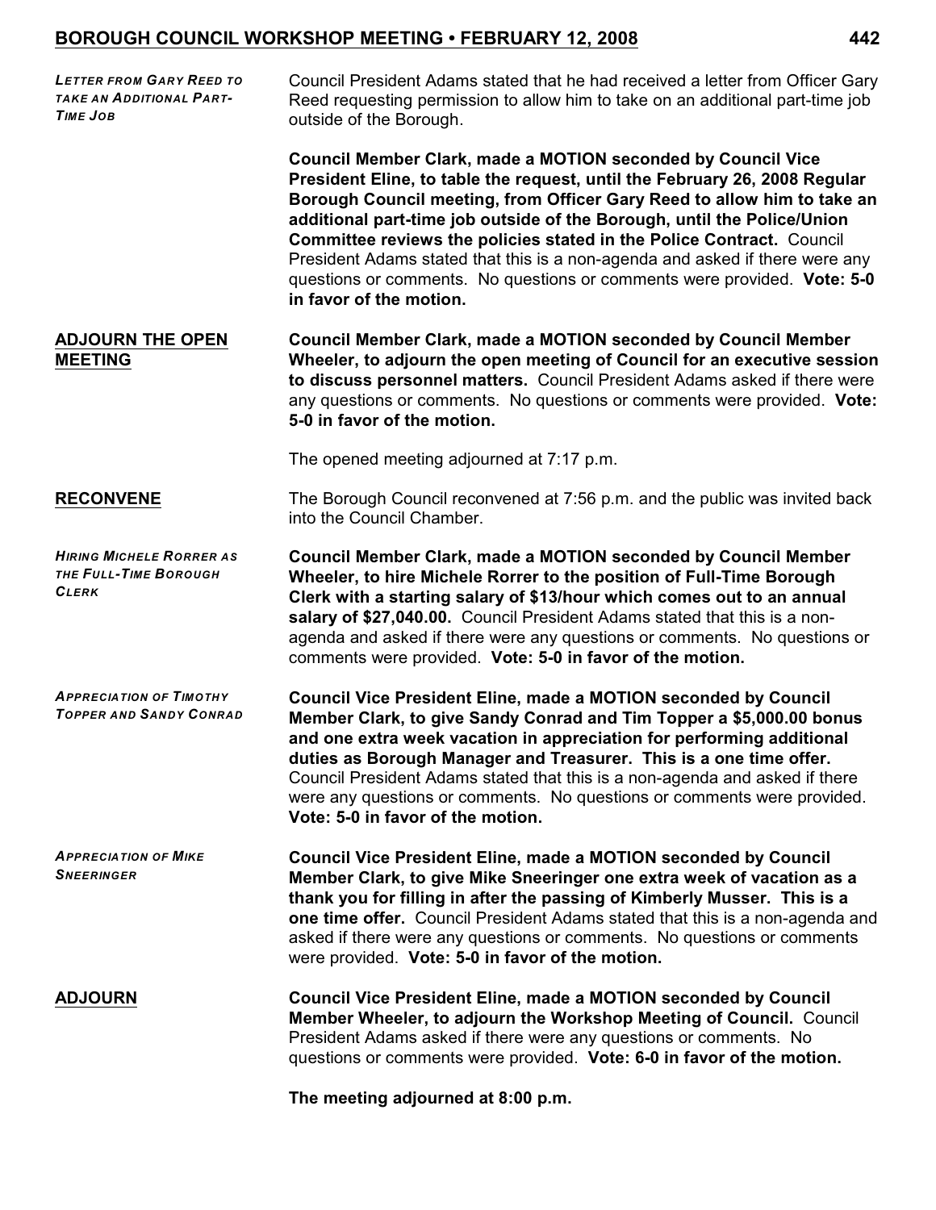***LETTER FROM GARY REED TO TAKE AN ADDITIONAL PART-TIME JOB***

Council President Adams stated that he had received a letter from Officer Gary Reed requesting permission to allow him to take on an additional part-time job outside of the Borough.

**Council Member Clark, made a MOTION seconded by Council Vice President Eline, to table the request, until the February 26, 2008 Regular Borough Council meeting, from Officer Gary Reed to allow him to take an additional part-time job outside of the Borough, until the Police/Union Committee reviews the policies stated in the Police Contract.** Council President Adams stated that this is a non-agenda and asked if there were any questions or comments. No questions or comments were provided. **Vote: 5-0 in favor of the motion.**

**ADJOURN THE OPEN MEETING**

**Council Member Clark, made a MOTION seconded by Council Member Wheeler, to adjourn the open meeting of Council for an executive session to discuss personnel matters.** Council President Adams asked if there were any questions or comments. No questions or comments were provided. **Vote: 5-0 in favor of the motion.**

The opened meeting adjourned at 7:17 p.m.

**RECONVENE**

The Borough Council reconvened at 7:56 p.m. and the public was invited back into the Council Chamber.

***HIRING MICHELE RORRER AS THE FULL-TIME BOROUGH CLERK***

**Council Member Clark, made a MOTION seconded by Council Member Wheeler, to hire Michele Rorrer to the position of Full-Time Borough Clerk with a starting salary of $13/hour which comes out to an annual salary of $27,040.00.** Council President Adams stated that this is a non-agenda and asked if there were any questions or comments. No questions or comments were provided. **Vote: 5-0 in favor of the motion.**

***APPRECIATION OF TIMOTHY TOPPER AND SANDY CONRAD***

**Council Vice President Eline, made a MOTION seconded by Council Member Clark, to give Sandy Conrad and Tim Topper a $5,000.00 bonus and one extra week vacation in appreciation for performing additional duties as Borough Manager and Treasurer. This is a one time offer.** Council President Adams stated that this is a non-agenda and asked if there were any questions or comments. No questions or comments were provided. **Vote: 5-0 in favor of the motion.**

***APPRECIATION OF MIKE SNEERINGER***

**Council Vice President Eline, made a MOTION seconded by Council Member Clark, to give Mike Sneeringer one extra week of vacation as a thank you for filling in after the passing of Kimberly Musser. This is a one time offer.** Council President Adams stated that this is a non-agenda and asked if there were any questions or comments. No questions or comments were provided. **Vote: 5-0 in favor of the motion.**

**ADJOURN**

**Council Vice President Eline, made a MOTION seconded by Council Member Wheeler, to adjourn the Workshop Meeting of Council.** Council President Adams asked if there were any questions or comments. No questions or comments were provided. **Vote: 6-0 in favor of the motion.**

**The meeting adjourned at 8:00 p.m.**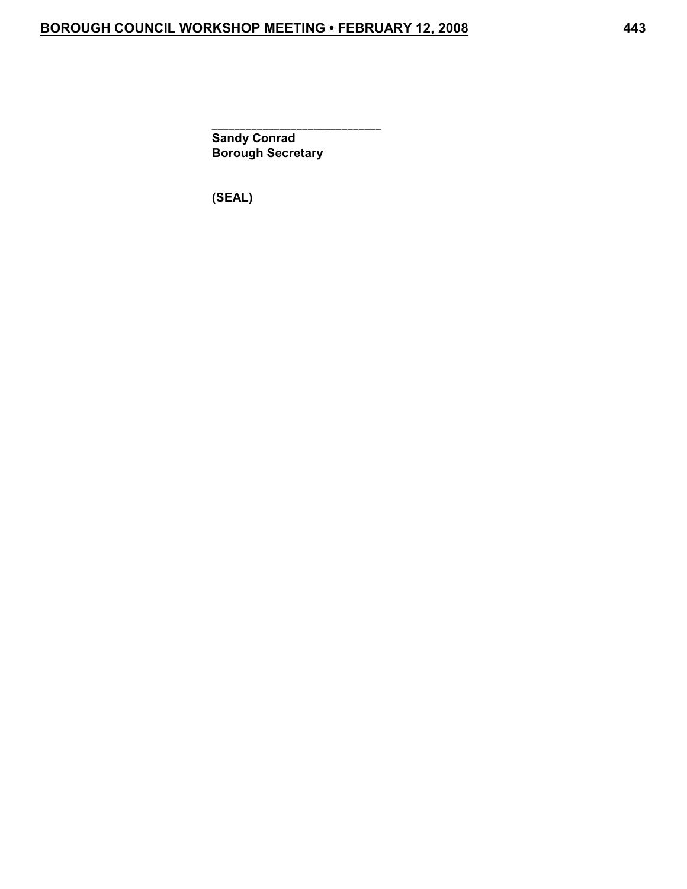\_\_\_\_\_\_\_\_\_\_\_\_\_\_\_\_\_\_\_\_\_\_\_\_\_\_\_\_\_\_

**Sandy Conrad**
**Borough Secretary**

**(SEAL)**